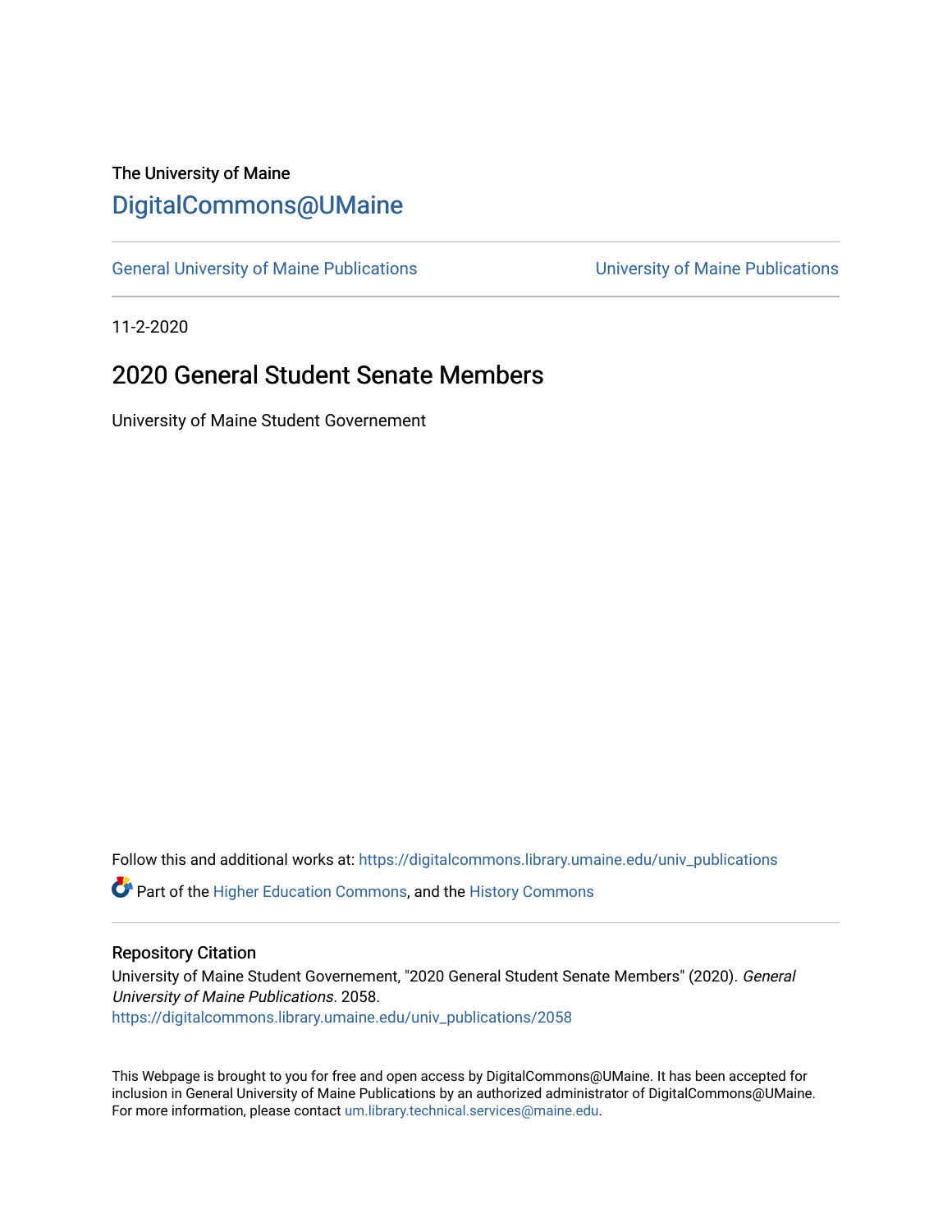The University of Maine

# DigitalCommons@UMaine

General University of Maine Publications | University of Maine Publications

11-2-2020

## 2020 General Student Senate Members

University of Maine Student Governement

Follow this and additional works at: https://digitalcommons.library.umaine.edu/univ_publications

Part of the Higher Education Commons, and the History Commons

### Repository Citation

University of Maine Student Governement, "2020 General Student Senate Members" (2020). *General University of Maine Publications*. 2058.
https://digitalcommons.library.umaine.edu/univ_publications/2058

This Webpage is brought to you for free and open access by DigitalCommons@UMaine. It has been accepted for inclusion in General University of Maine Publications by an authorized administrator of DigitalCommons@UMaine. For more information, please contact um.library.technical.services@maine.edu.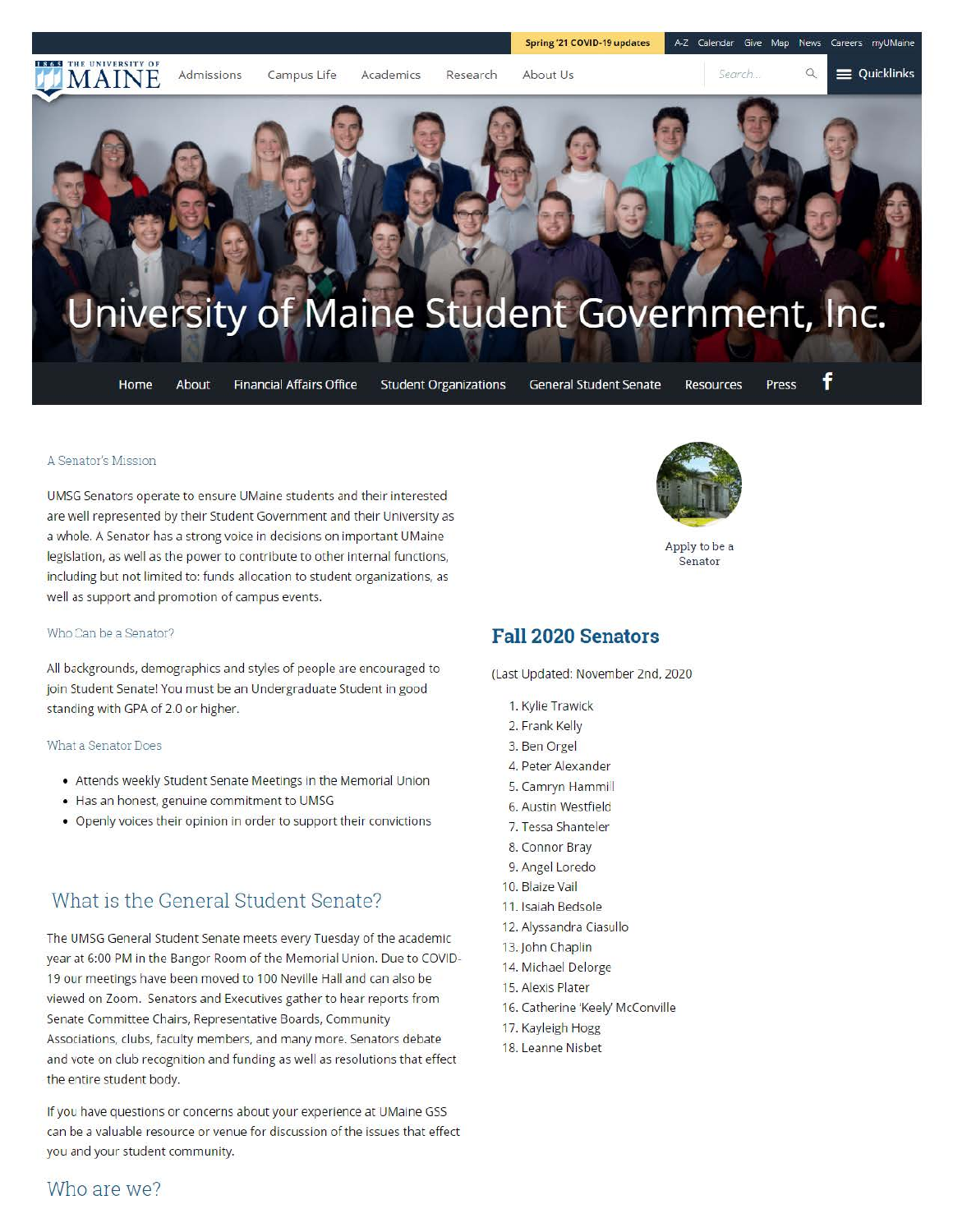Spring '21 COVID-19 updates | A-Z | Calendar | Give | Map | News | Careers | myUMaine

Admissions | Campus Life | Academics | Research | About Us | Quicklinks

# University of Maine Student Government, Inc.

Home | About | Financial Affairs Office | Student Organizations | General Student Senate | Resources | Press

### A Senator's Mission

UMSG Senators operate to ensure UMaine students and their interested are well represented by their Student Government and their University as a whole. A Senator has a strong voice in decisions on important UMaine legislation, as well as the power to contribute to other internal functions, including but not limited to: funds allocation to student organizations, as well as support and promotion of campus events.

### Who Can be a Senator?

All backgrounds, demographics and styles of people are encouraged to join Student Senate! You must be an Undergraduate Student in good standing with GPA of 2.0 or higher.

### What a Senator Does

- Attends weekly Student Senate Meetings in the Memorial Union
- Has an honest, genuine commitment to UMSG
- Openly voices their opinion in order to support their convictions

## What is the General Student Senate?

The UMSG General Student Senate meets every Tuesday of the academic year at 6:00 PM in the Bangor Room of the Memorial Union. Due to COVID-19 our meetings have been moved to 100 Neville Hall and can also be viewed on Zoom. Senators and Executives gather to hear reports from Senate Committee Chairs, Representative Boards, Community Associations, clubs, faculty members, and many more. Senators debate and vote on club recognition and funding as well as resolutions that effect the entire student body.

If you have questions or concerns about your experience at UMaine GSS can be a valuable resource or venue for discussion of the issues that effect you and your student community.

## Who are we?

Apply to be a Senator

## Fall 2020 Senators

(Last Updated: November 2nd, 2020

1. Kylie Trawick
2. Frank Kelly
3. Ben Orgel
4. Peter Alexander
5. Camryn Hammill
6. Austin Westfield
7. Tessa Shanteler
8. Connor Bray
9. Angel Loredo
10. Blaize Vail
11. Isaiah Bedsole
12. Alyssandra Ciasullo
13. John Chaplin
14. Michael Delorge
15. Alexis Plater
16. Catherine 'Keely' McConville
17. Kayleigh Hogg
18. Leanne Nisbet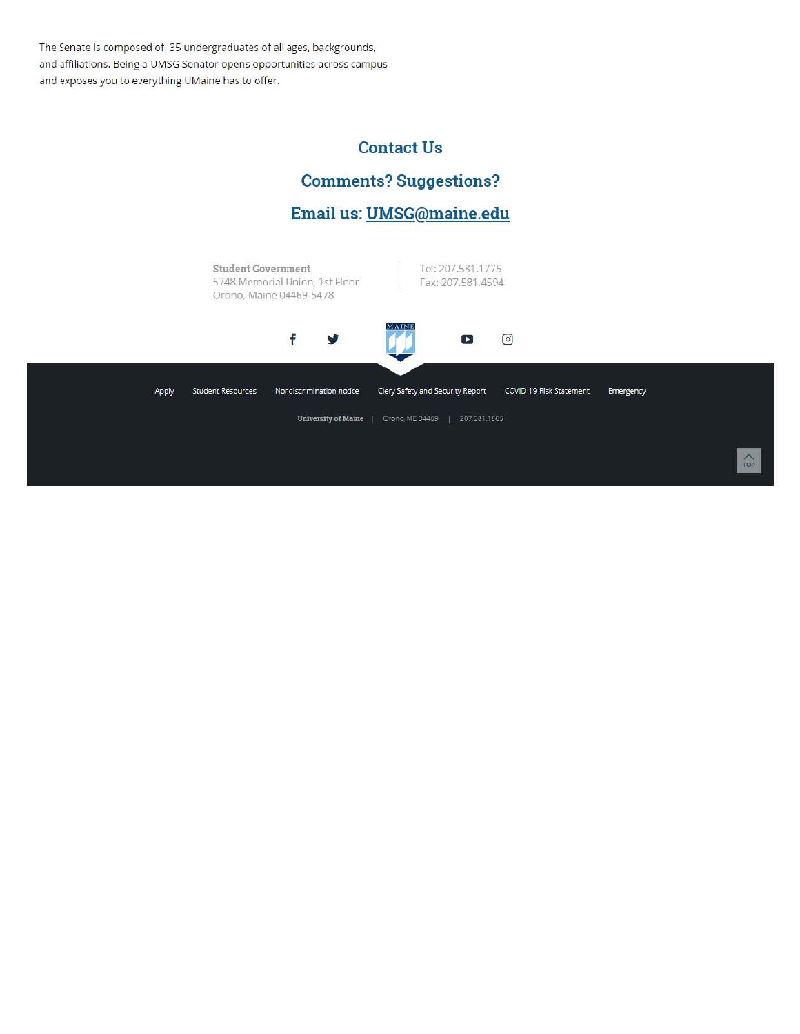The Senate is composed of 35 undergraduates of all ages, backgrounds, and affiliations. Being a UMSG Senator opens opportunities across campus and exposes you to everything UMaine has to offer.

## Contact Us

## Comments? Suggestions?

## Email us: UMSG@maine.edu

**Student Government**
5748 Memorial Union, 1st Floor
Orono, Maine 04469-5478

Tel: 207.581.1775
Fax: 207.581.4594

Apply | Student Resources | Nondiscrimination notice | Clery Safety and Security Report | COVID-19 Risk Statement | Emergency

**University of Maine** | Orono, ME 04469 | 207.581.1865